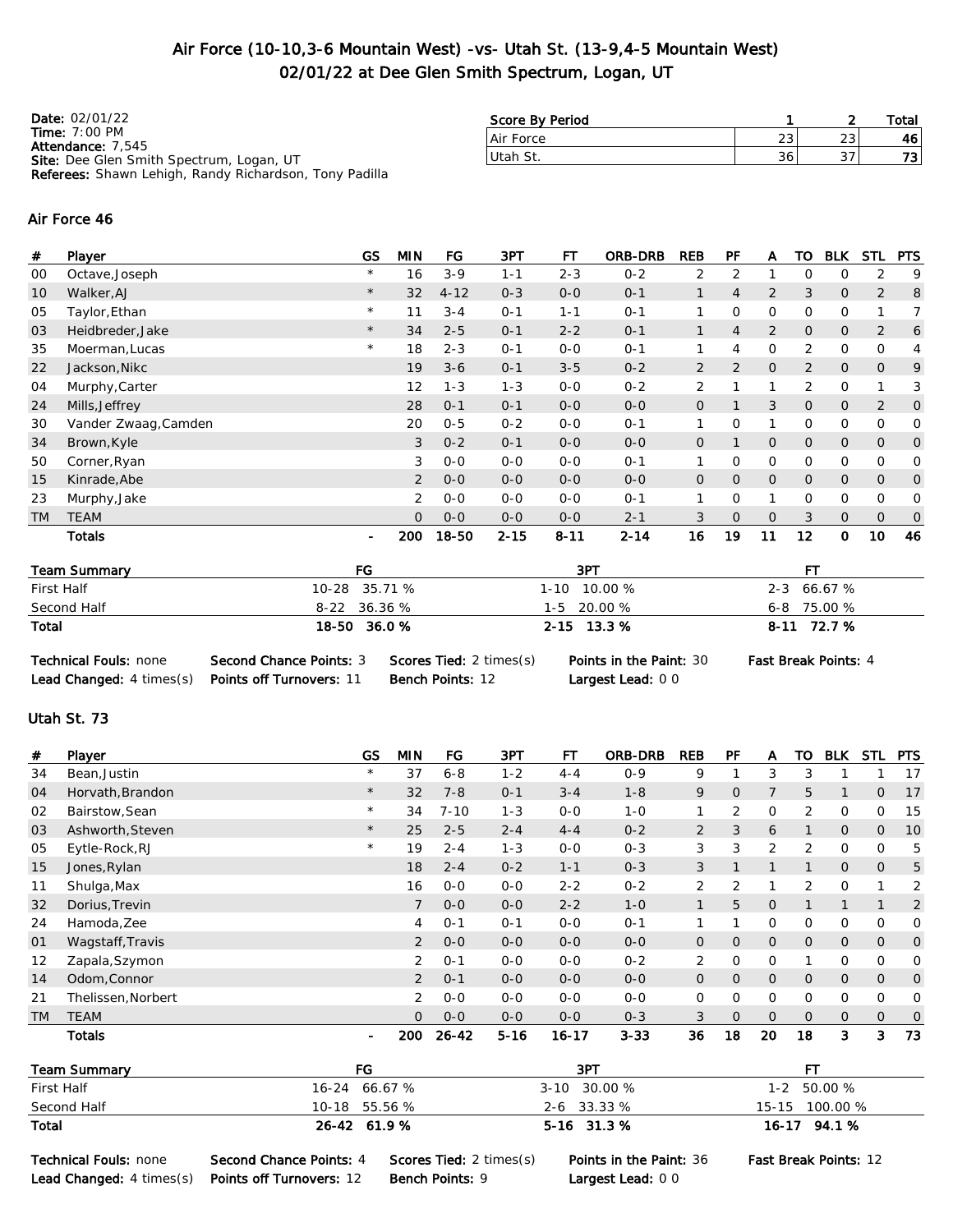# Air Force (10-10,3-6 Mountain West) -vs- Utah St. (13-9,4-5 Mountain West)
## 02/01/22 at Dee Glen Smith Spectrum, Logan, UT

**Date:** 02/01/22
**Time:** 7:00 PM
**Attendance:** 7,545
**Site:** Dee Glen Smith Spectrum, Logan, UT
**Referees:** Shawn Lehigh, Randy Richardson, Tony Padilla

| Score By Period | 1 | 2 | Total |
|---|---|---|---|
| Air Force | 23 | 23 | 46 |
| Utah St. | 36 | 37 | 73 |

### Air Force 46

| # | Player | GS | MIN | FG | 3PT | FT | ORB-DRB | REB | PF | A | TO | BLK | STL | PTS |
|---|---|---|---|---|---|---|---|---|---|---|---|---|---|---|
| 00 | Octave,Joseph | * | 16 | 3-9 | 1-1 | 2-3 | 0-2 | 2 | 2 | 1 | 0 | 0 | 2 | 9 |
| 10 | Walker,AJ | * | 32 | 4-12 | 0-3 | 0-0 | 0-1 | 1 | 4 | 2 | 3 | 0 | 2 | 8 |
| 05 | Taylor,Ethan | * | 11 | 3-4 | 0-1 | 1-1 | 0-1 | 1 | 0 | 0 | 0 | 0 | 1 | 7 |
| 03 | Heidbreder,Jake | * | 34 | 2-5 | 0-1 | 2-2 | 0-1 | 1 | 4 | 2 | 0 | 0 | 2 | 6 |
| 35 | Moerman,Lucas | * | 18 | 2-3 | 0-1 | 0-0 | 0-1 | 1 | 4 | 0 | 2 | 0 | 0 | 4 |
| 22 | Jackson,Nikc | | 19 | 3-6 | 0-1 | 3-5 | 0-2 | 2 | 2 | 0 | 2 | 0 | 0 | 9 |
| 04 | Murphy,Carter | | 12 | 1-3 | 1-3 | 0-0 | 0-2 | 2 | 1 | 1 | 2 | 0 | 1 | 3 |
| 24 | Mills,Jeffrey | | 28 | 0-1 | 0-1 | 0-0 | 0-0 | 0 | 1 | 3 | 0 | 0 | 2 | 0 |
| 30 | Vander Zwaag,Camden | | 20 | 0-5 | 0-2 | 0-0 | 0-1 | 1 | 0 | 1 | 0 | 0 | 0 | 0 |
| 34 | Brown,Kyle | | 3 | 0-2 | 0-1 | 0-0 | 0-0 | 0 | 1 | 0 | 0 | 0 | 0 | 0 |
| 50 | Corner,Ryan | | 3 | 0-0 | 0-0 | 0-0 | 0-1 | 1 | 0 | 0 | 0 | 0 | 0 | 0 |
| 15 | Kinrade,Abe | | 2 | 0-0 | 0-0 | 0-0 | 0-0 | 0 | 0 | 0 | 0 | 0 | 0 | 0 |
| 23 | Murphy,Jake | | 2 | 0-0 | 0-0 | 0-0 | 0-1 | 1 | 0 | 1 | 0 | 0 | 0 | 0 |
| TM | TEAM | | 0 | 0-0 | 0-0 | 0-0 | 2-1 | 3 | 0 | 0 | 3 | 0 | 0 | 0 |
| | **Totals** | - | **200** | **18-50** | **2-15** | **8-11** | **2-14** | **16** | **19** | **11** | **12** | **0** | **10** | **46** |

| Team Summary | FG | 3PT | FT |
|---|---|---|---|
| First Half | 10-28 35.71 % | 1-10 10.00 % | 2-3 66.67 % |
| Second Half | 8-22 36.36 % | 1-5 20.00 % | 6-8 75.00 % |
| **Total** | **18-50 36.0 %** | **2-15 13.3 %** | **8-11 72.7 %** |

**Technical Fouls:** none **Second Chance Points:** 3 **Scores Tied:** 2 times(s) **Points in the Paint:** 30 **Fast Break Points:** 4
**Lead Changed:** 4 times(s) **Points off Turnovers:** 11 **Bench Points:** 12 **Largest Lead:** 0 0

### Utah St. 73

| # | Player | GS | MIN | FG | 3PT | FT | ORB-DRB | REB | PF | A | TO | BLK | STL | PTS |
|---|---|---|---|---|---|---|---|---|---|---|---|---|---|---|
| 34 | Bean,Justin | * | 37 | 6-8 | 1-2 | 4-4 | 0-9 | 9 | 1 | 3 | 3 | 1 | 1 | 17 |
| 04 | Horvath,Brandon | * | 32 | 7-8 | 0-1 | 3-4 | 1-8 | 9 | 0 | 7 | 5 | 1 | 0 | 17 |
| 02 | Bairstow,Sean | * | 34 | 7-10 | 1-3 | 0-0 | 1-0 | 1 | 2 | 0 | 2 | 0 | 0 | 15 |
| 03 | Ashworth,Steven | * | 25 | 2-5 | 2-4 | 4-4 | 0-2 | 2 | 3 | 6 | 1 | 0 | 0 | 10 |
| 05 | Eytle-Rock,RJ | * | 19 | 2-4 | 1-3 | 0-0 | 0-3 | 3 | 3 | 2 | 2 | 0 | 0 | 5 |
| 15 | Jones,Rylan | | 18 | 2-4 | 0-2 | 1-1 | 0-3 | 3 | 1 | 1 | 1 | 0 | 0 | 5 |
| 11 | Shulga,Max | | 16 | 0-0 | 0-0 | 2-2 | 0-2 | 2 | 2 | 1 | 2 | 0 | 1 | 2 |
| 32 | Dorius,Trevin | | 7 | 0-0 | 0-0 | 2-2 | 1-0 | 1 | 5 | 0 | 1 | 1 | 1 | 2 |
| 24 | Hamoda,Zee | | 4 | 0-1 | 0-1 | 0-0 | 0-1 | 1 | 1 | 0 | 0 | 0 | 0 | 0 |
| 01 | Wagstaff,Travis | | 2 | 0-0 | 0-0 | 0-0 | 0-0 | 0 | 0 | 0 | 0 | 0 | 0 | 0 |
| 12 | Zapala,Szymon | | 2 | 0-1 | 0-0 | 0-0 | 0-2 | 2 | 0 | 0 | 1 | 0 | 0 | 0 |
| 14 | Odom,Connor | | 2 | 0-1 | 0-0 | 0-0 | 0-0 | 0 | 0 | 0 | 0 | 0 | 0 | 0 |
| 21 | Thelissen,Norbert | | 2 | 0-0 | 0-0 | 0-0 | 0-0 | 0 | 0 | 0 | 0 | 0 | 0 | 0 |
| TM | TEAM | | 0 | 0-0 | 0-0 | 0-0 | 0-3 | 3 | 0 | 0 | 0 | 0 | 0 | 0 |
| | **Totals** | - | **200** | **26-42** | **5-16** | **16-17** | **3-33** | **36** | **18** | **20** | **18** | **3** | **3** | **73** |

| Team Summary | FG | 3PT | FT |
|---|---|---|---|
| First Half | 16-24 66.67 % | 3-10 30.00 % | 1-2 50.00 % |
| Second Half | 10-18 55.56 % | 2-6 33.33 % | 15-15 100.00 % |
| **Total** | **26-42 61.9 %** | **5-16 31.3 %** | **16-17 94.1 %** |

**Technical Fouls:** none **Second Chance Points:** 4 **Scores Tied:** 2 times(s) **Points in the Paint:** 36 **Fast Break Points:** 12
**Lead Changed:** 4 times(s) **Points off Turnovers:** 12 **Bench Points:** 9 **Largest Lead:** 0 0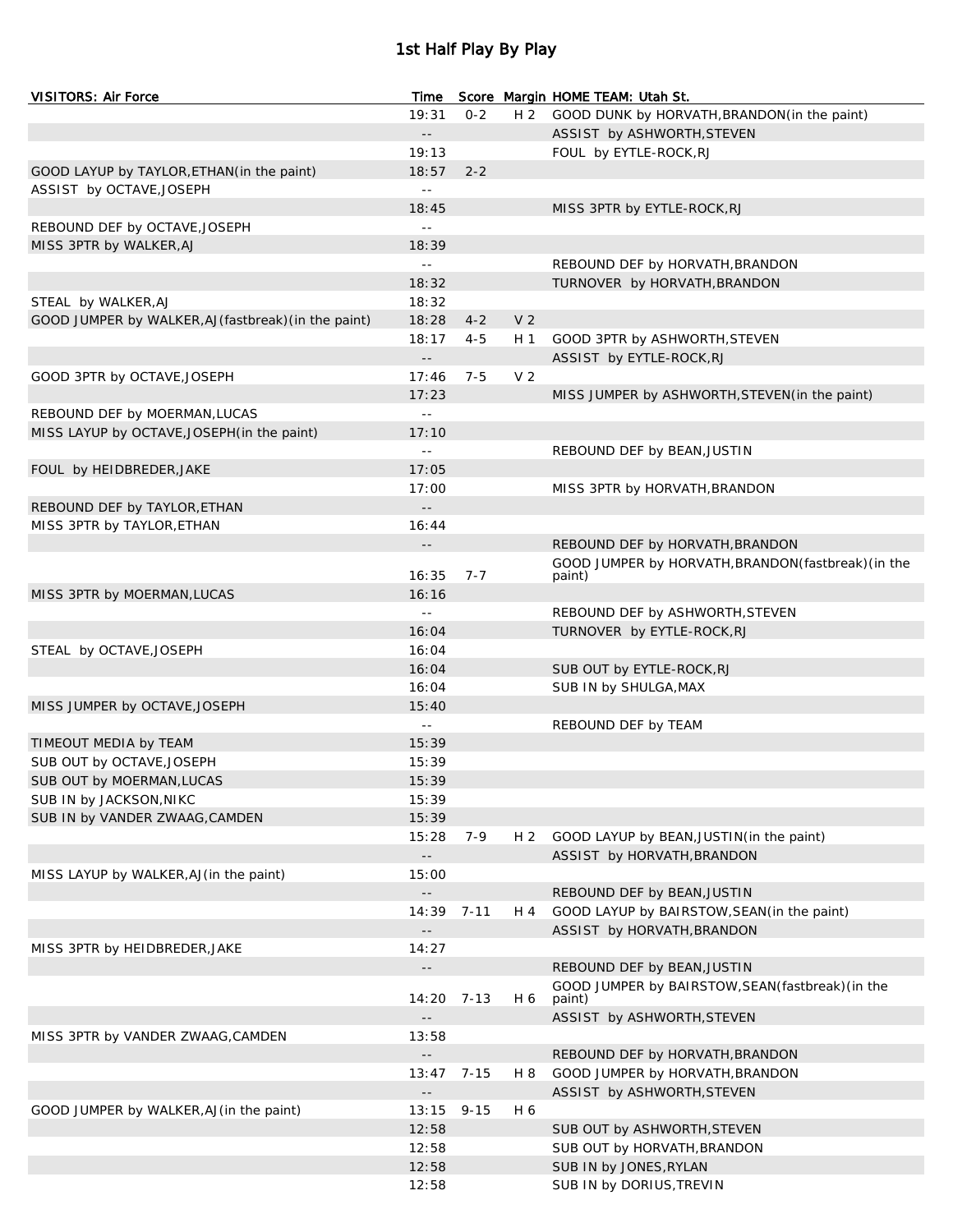# 1st Half Play By Play

| VISITORS: Air Force | Time | Score | Margin | HOME TEAM: Utah St. |
|---|---|---|---|---|
| | 19:31 | 0-2 | H 2 | GOOD DUNK by HORVATH,BRANDON(in the paint) |
| | -- | | | ASSIST by ASHWORTH,STEVEN |
| | 19:13 | | | FOUL by EYTLE-ROCK,RJ |
| GOOD LAYUP by TAYLOR,ETHAN(in the paint) | 18:57 | 2-2 | | |
| ASSIST by OCTAVE,JOSEPH | -- | | | |
| | 18:45 | | | MISS 3PTR by EYTLE-ROCK,RJ |
| REBOUND DEF by OCTAVE,JOSEPH | -- | | | |
| MISS 3PTR by WALKER,AJ | 18:39 | | | |
| | -- | | | REBOUND DEF by HORVATH,BRANDON |
| | 18:32 | | | TURNOVER by HORVATH,BRANDON |
| STEAL by WALKER,AJ | 18:32 | | | |
| GOOD JUMPER by WALKER,AJ(fastbreak)(in the paint) | 18:28 | 4-2 | V 2 | |
| | 18:17 | 4-5 | H 1 | GOOD 3PTR by ASHWORTH,STEVEN |
| | -- | | | ASSIST by EYTLE-ROCK,RJ |
| GOOD 3PTR by OCTAVE,JOSEPH | 17:46 | 7-5 | V 2 | |
| | 17:23 | | | MISS JUMPER by ASHWORTH,STEVEN(in the paint) |
| REBOUND DEF by MOERMAN,LUCAS | -- | | | |
| MISS LAYUP by OCTAVE,JOSEPH(in the paint) | 17:10 | | | |
| | -- | | | REBOUND DEF by BEAN,JUSTIN |
| FOUL by HEIDBREDER,JAKE | 17:05 | | | |
| | 17:00 | | | MISS 3PTR by HORVATH,BRANDON |
| REBOUND DEF by TAYLOR,ETHAN | -- | | | |
| MISS 3PTR by TAYLOR,ETHAN | 16:44 | | | |
| | -- | | | REBOUND DEF by HORVATH,BRANDON |
| | 16:35 | 7-7 | | GOOD JUMPER by HORVATH,BRANDON(fastbreak)(in the paint) |
| MISS 3PTR by MOERMAN,LUCAS | 16:16 | | | |
| | -- | | | REBOUND DEF by ASHWORTH,STEVEN |
| | 16:04 | | | TURNOVER by EYTLE-ROCK,RJ |
| STEAL by OCTAVE,JOSEPH | 16:04 | | | |
| | 16:04 | | | SUB OUT by EYTLE-ROCK,RJ |
| | 16:04 | | | SUB IN by SHULGA,MAX |
| MISS JUMPER by OCTAVE,JOSEPH | 15:40 | | | |
| | -- | | | REBOUND DEF by TEAM |
| TIMEOUT MEDIA by TEAM | 15:39 | | | |
| SUB OUT by OCTAVE,JOSEPH | 15:39 | | | |
| SUB OUT by MOERMAN,LUCAS | 15:39 | | | |
| SUB IN by JACKSON,NIKC | 15:39 | | | |
| SUB IN by VANDER ZWAAG,CAMDEN | 15:39 | | | |
| | 15:28 | 7-9 | H 2 | GOOD LAYUP by BEAN,JUSTIN(in the paint) |
| | -- | | | ASSIST by HORVATH,BRANDON |
| MISS LAYUP by WALKER,AJ(in the paint) | 15:00 | | | |
| | -- | | | REBOUND DEF by BEAN,JUSTIN |
| | 14:39 | 7-11 | H 4 | GOOD LAYUP by BAIRSTOW,SEAN(in the paint) |
| | -- | | | ASSIST by HORVATH,BRANDON |
| MISS 3PTR by HEIDBREDER,JAKE | 14:27 | | | |
| | -- | | | REBOUND DEF by BEAN,JUSTIN |
| | 14:20 | 7-13 | H 6 | GOOD JUMPER by BAIRSTOW,SEAN(fastbreak)(in the paint) |
| | -- | | | ASSIST by ASHWORTH,STEVEN |
| MISS 3PTR by VANDER ZWAAG,CAMDEN | 13:58 | | | |
| | -- | | | REBOUND DEF by HORVATH,BRANDON |
| | 13:47 | 7-15 | H 8 | GOOD JUMPER by HORVATH,BRANDON |
| | -- | | | ASSIST by ASHWORTH,STEVEN |
| GOOD JUMPER by WALKER,AJ(in the paint) | 13:15 | 9-15 | H 6 | |
| | 12:58 | | | SUB OUT by ASHWORTH,STEVEN |
| | 12:58 | | | SUB OUT by HORVATH,BRANDON |
| | 12:58 | | | SUB IN by JONES,RYLAN |
| | 12:58 | | | SUB IN by DORIUS,TREVIN |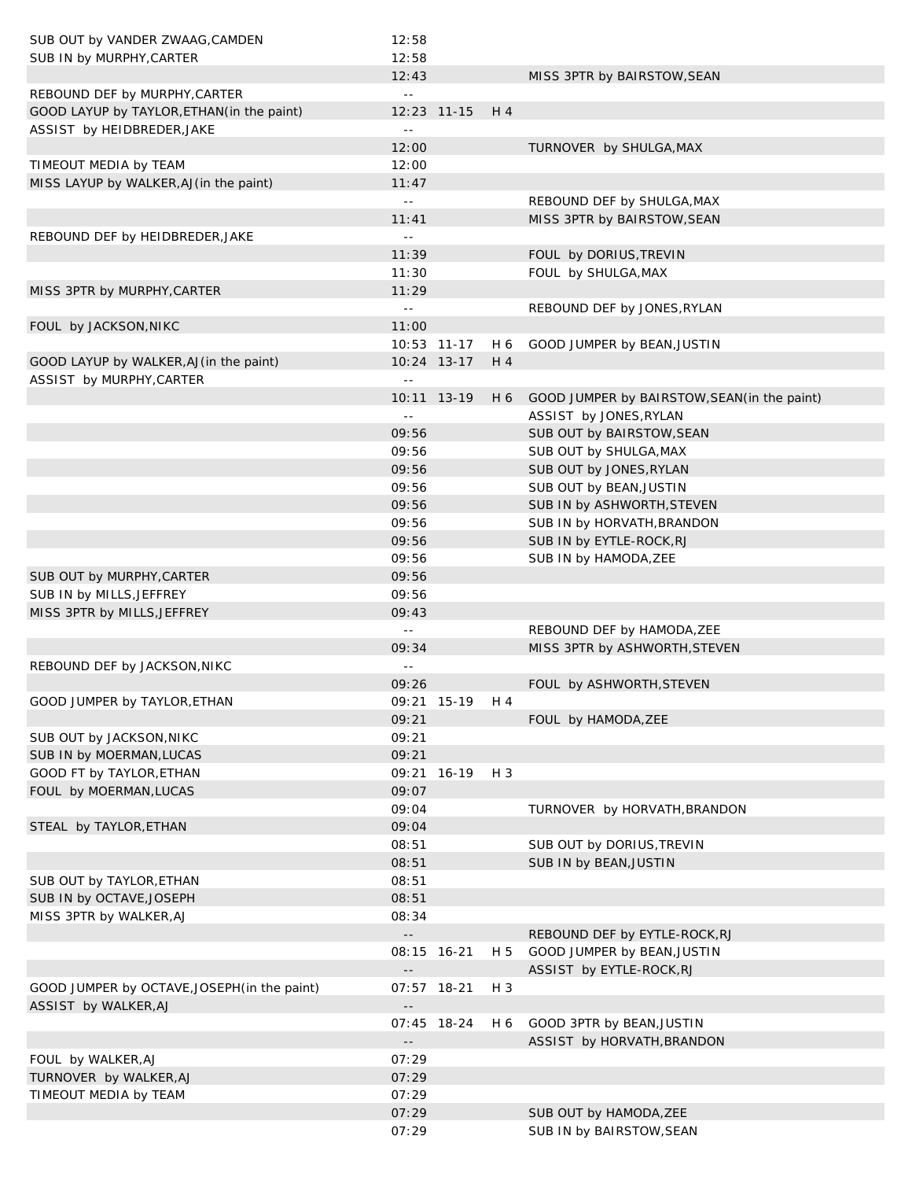| | | | | |
|---|---|---|---|---|
| SUB OUT by VANDER ZWAAG,CAMDEN | 12:58 | | | |
| SUB IN by MURPHY,CARTER | 12:58 | | | |
| | 12:43 | | | MISS 3PTR by BAIRSTOW,SEAN |
| REBOUND DEF by MURPHY,CARTER | -- | | | |
| GOOD LAYUP by TAYLOR,ETHAN(in the paint) | 12:23 | 11-15 | H 4 | |
| ASSIST by HEIDBREDER,JAKE | -- | | | |
| | 12:00 | | | TURNOVER by SHULGA,MAX |
| TIMEOUT MEDIA by TEAM | 12:00 | | | |
| MISS LAYUP by WALKER,AJ(in the paint) | 11:47 | | | |
| | -- | | | REBOUND DEF by SHULGA,MAX |
| | 11:41 | | | MISS 3PTR by BAIRSTOW,SEAN |
| REBOUND DEF by HEIDBREDER,JAKE | -- | | | |
| | 11:39 | | | FOUL by DORIUS,TREVIN |
| | 11:30 | | | FOUL by SHULGA,MAX |
| MISS 3PTR by MURPHY,CARTER | 11:29 | | | |
| | -- | | | REBOUND DEF by JONES,RYLAN |
| FOUL by JACKSON,NIKC | 11:00 | | | |
| | 10:53 | 11-17 | H 6 | GOOD JUMPER by BEAN,JUSTIN |
| GOOD LAYUP by WALKER,AJ(in the paint) | 10:24 | 13-17 | H 4 | |
| ASSIST by MURPHY,CARTER | -- | | | |
| | 10:11 | 13-19 | H 6 | GOOD JUMPER by BAIRSTOW,SEAN(in the paint) |
| | -- | | | ASSIST by JONES,RYLAN |
| | 09:56 | | | SUB OUT by BAIRSTOW,SEAN |
| | 09:56 | | | SUB OUT by SHULGA,MAX |
| | 09:56 | | | SUB OUT by JONES,RYLAN |
| | 09:56 | | | SUB OUT by BEAN,JUSTIN |
| | 09:56 | | | SUB IN by ASHWORTH,STEVEN |
| | 09:56 | | | SUB IN by HORVATH,BRANDON |
| | 09:56 | | | SUB IN by EYTLE-ROCK,RJ |
| | 09:56 | | | SUB IN by HAMODA,ZEE |
| SUB OUT by MURPHY,CARTER | 09:56 | | | |
| SUB IN by MILLS,JEFFREY | 09:56 | | | |
| MISS 3PTR by MILLS,JEFFREY | 09:43 | | | |
| | -- | | | REBOUND DEF by HAMODA,ZEE |
| | 09:34 | | | MISS 3PTR by ASHWORTH,STEVEN |
| REBOUND DEF by JACKSON,NIKC | -- | | | |
| | 09:26 | | | FOUL by ASHWORTH,STEVEN |
| GOOD JUMPER by TAYLOR,ETHAN | 09:21 | 15-19 | H 4 | |
| | 09:21 | | | FOUL by HAMODA,ZEE |
| SUB OUT by JACKSON,NIKC | 09:21 | | | |
| SUB IN by MOERMAN,LUCAS | 09:21 | | | |
| GOOD FT by TAYLOR,ETHAN | 09:21 | 16-19 | H 3 | |
| FOUL by MOERMAN,LUCAS | 09:07 | | | |
| | 09:04 | | | TURNOVER by HORVATH,BRANDON |
| STEAL by TAYLOR,ETHAN | 09:04 | | | |
| | 08:51 | | | SUB OUT by DORIUS,TREVIN |
| | 08:51 | | | SUB IN by BEAN,JUSTIN |
| SUB OUT by TAYLOR,ETHAN | 08:51 | | | |
| SUB IN by OCTAVE,JOSEPH | 08:51 | | | |
| MISS 3PTR by WALKER,AJ | 08:34 | | | |
| | -- | | | REBOUND DEF by EYTLE-ROCK,RJ |
| | 08:15 | 16-21 | H 5 | GOOD JUMPER by BEAN,JUSTIN |
| | -- | | | ASSIST by EYTLE-ROCK,RJ |
| GOOD JUMPER by OCTAVE,JOSEPH(in the paint) | 07:57 | 18-21 | H 3 | |
| ASSIST by WALKER,AJ | -- | | | |
| | 07:45 | 18-24 | H 6 | GOOD 3PTR by BEAN,JUSTIN |
| | -- | | | ASSIST by HORVATH,BRANDON |
| FOUL by WALKER,AJ | 07:29 | | | |
| TURNOVER by WALKER,AJ | 07:29 | | | |
| TIMEOUT MEDIA by TEAM | 07:29 | | | |
| | 07:29 | | | SUB OUT by HAMODA,ZEE |
| | 07:29 | | | SUB IN by BAIRSTOW,SEAN |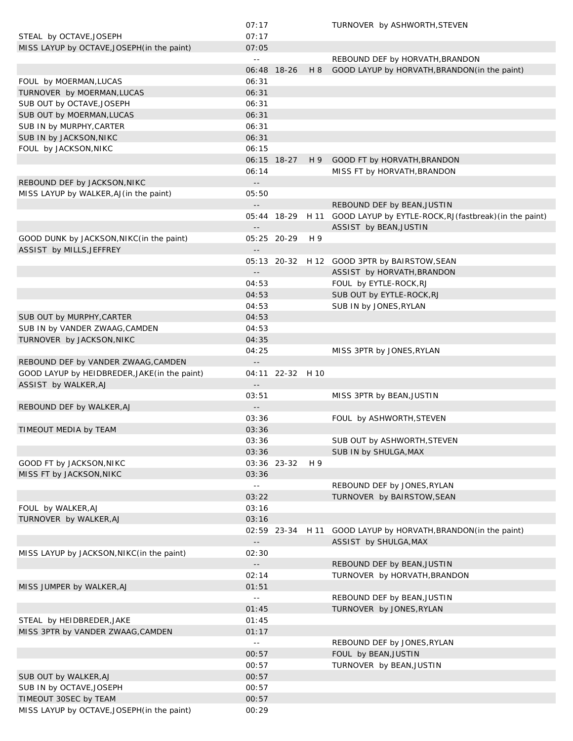| | | | | |
|---|---|---|---|---|
| | 07:17 | | | TURNOVER by ASHWORTH,STEVEN |
| STEAL by OCTAVE,JOSEPH | 07:17 | | | |
| MISS LAYUP by OCTAVE,JOSEPH(in the paint) | 07:05 | | | |
| | -- | | | REBOUND DEF by HORVATH,BRANDON |
| | 06:48 | 18-26 | H 8 | GOOD LAYUP by HORVATH,BRANDON(in the paint) |
| FOUL by MOERMAN,LUCAS | 06:31 | | | |
| TURNOVER by MOERMAN,LUCAS | 06:31 | | | |
| SUB OUT by OCTAVE,JOSEPH | 06:31 | | | |
| SUB OUT by MOERMAN,LUCAS | 06:31 | | | |
| SUB IN by MURPHY,CARTER | 06:31 | | | |
| SUB IN by JACKSON,NIKC | 06:31 | | | |
| FOUL by JACKSON,NIKC | 06:15 | | | |
| | 06:15 | 18-27 | H 9 | GOOD FT by HORVATH,BRANDON |
| | 06:14 | | | MISS FT by HORVATH,BRANDON |
| REBOUND DEF by JACKSON,NIKC | -- | | | |
| MISS LAYUP by WALKER,AJ(in the paint) | 05:50 | | | |
| | -- | | | REBOUND DEF by BEAN,JUSTIN |
| | 05:44 | 18-29 | H 11 | GOOD LAYUP by EYTLE-ROCK,RJ(fastbreak)(in the paint) |
| | -- | | | ASSIST by BEAN,JUSTIN |
| GOOD DUNK by JACKSON,NIKC(in the paint) | 05:25 | 20-29 | H 9 | |
| ASSIST by MILLS,JEFFREY | -- | | | |
| | 05:13 | 20-32 | H 12 | GOOD 3PTR by BAIRSTOW,SEAN |
| | -- | | | ASSIST by HORVATH,BRANDON |
| | 04:53 | | | FOUL by EYTLE-ROCK,RJ |
| | 04:53 | | | SUB OUT by EYTLE-ROCK,RJ |
| | 04:53 | | | SUB IN by JONES,RYLAN |
| SUB OUT by MURPHY,CARTER | 04:53 | | | |
| SUB IN by VANDER ZWAAG,CAMDEN | 04:53 | | | |
| TURNOVER by JACKSON,NIKC | 04:35 | | | |
| | 04:25 | | | MISS 3PTR by JONES,RYLAN |
| REBOUND DEF by VANDER ZWAAG,CAMDEN | -- | | | |
| GOOD LAYUP by HEIDBREDER,JAKE(in the paint) | 04:11 | 22-32 | H 10 | |
| ASSIST by WALKER,AJ | -- | | | |
| | 03:51 | | | MISS 3PTR by BEAN,JUSTIN |
| REBOUND DEF by WALKER,AJ | -- | | | |
| | 03:36 | | | FOUL by ASHWORTH,STEVEN |
| TIMEOUT MEDIA by TEAM | 03:36 | | | |
| | 03:36 | | | SUB OUT by ASHWORTH,STEVEN |
| | 03:36 | | | SUB IN by SHULGA,MAX |
| GOOD FT by JACKSON,NIKC | 03:36 | 23-32 | H 9 | |
| MISS FT by JACKSON,NIKC | 03:36 | | | |
| | -- | | | REBOUND DEF by JONES,RYLAN |
| | 03:22 | | | TURNOVER by BAIRSTOW,SEAN |
| FOUL by WALKER,AJ | 03:16 | | | |
| TURNOVER by WALKER,AJ | 03:16 | | | |
| | 02:59 | 23-34 | H 11 | GOOD LAYUP by HORVATH,BRANDON(in the paint) |
| | -- | | | ASSIST by SHULGA,MAX |
| MISS LAYUP by JACKSON,NIKC(in the paint) | 02:30 | | | |
| | -- | | | REBOUND DEF by BEAN,JUSTIN |
| | 02:14 | | | TURNOVER by HORVATH,BRANDON |
| MISS JUMPER by WALKER,AJ | 01:51 | | | |
| | -- | | | REBOUND DEF by BEAN,JUSTIN |
| | 01:45 | | | TURNOVER by JONES,RYLAN |
| STEAL by HEIDBREDER,JAKE | 01:45 | | | |
| MISS 3PTR by VANDER ZWAAG,CAMDEN | 01:17 | | | |
| | -- | | | REBOUND DEF by JONES,RYLAN |
| | 00:57 | | | FOUL by BEAN,JUSTIN |
| | 00:57 | | | TURNOVER by BEAN,JUSTIN |
| SUB OUT by WALKER,AJ | 00:57 | | | |
| SUB IN by OCTAVE,JOSEPH | 00:57 | | | |
| TIMEOUT 30SEC by TEAM | 00:57 | | | |
| MISS LAYUP by OCTAVE,JOSEPH(in the paint) | 00:29 | | | |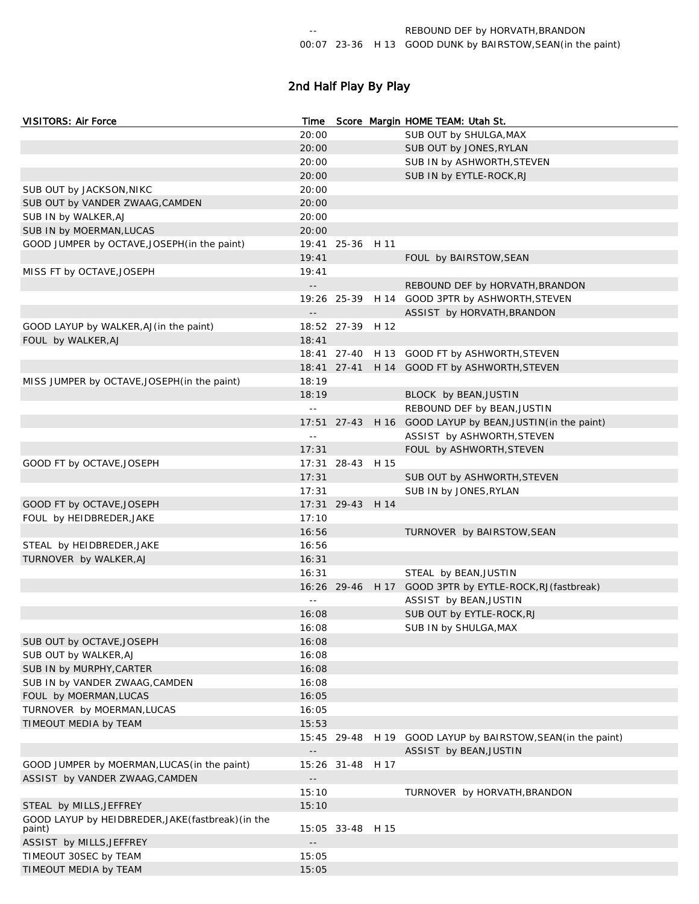| | Time | Score | Margin | |
|---|---|---|---|---|
| | -- | | | REBOUND DEF by HORVATH,BRANDON |
| | 00:07 | 23-36 | H 13 | GOOD DUNK by BAIRSTOW,SEAN(in the paint) |

## 2nd Half Play By Play

| VISITORS: Air Force | Time | Score | Margin | HOME TEAM: Utah St. |
|---|---|---|---|---|
| | 20:00 | | | SUB OUT by SHULGA,MAX |
| | 20:00 | | | SUB OUT by JONES,RYLAN |
| | 20:00 | | | SUB IN by ASHWORTH,STEVEN |
| | 20:00 | | | SUB IN by EYTLE-ROCK,RJ |
| SUB OUT by JACKSON,NIKC | 20:00 | | | |
| SUB OUT by VANDER ZWAAG,CAMDEN | 20:00 | | | |
| SUB IN by WALKER,AJ | 20:00 | | | |
| SUB IN by MOERMAN,LUCAS | 20:00 | | | |
| GOOD JUMPER by OCTAVE,JOSEPH(in the paint) | 19:41 | 25-36 | H 11 | |
| | 19:41 | | | FOUL by BAIRSTOW,SEAN |
| MISS FT by OCTAVE,JOSEPH | 19:41 | | | |
| | -- | | | REBOUND DEF by HORVATH,BRANDON |
| | 19:26 | 25-39 | H 14 | GOOD 3PTR by ASHWORTH,STEVEN |
| | -- | | | ASSIST by HORVATH,BRANDON |
| GOOD LAYUP by WALKER,AJ(in the paint) | 18:52 | 27-39 | H 12 | |
| FOUL by WALKER,AJ | 18:41 | | | |
| | 18:41 | 27-40 | H 13 | GOOD FT by ASHWORTH,STEVEN |
| | 18:41 | 27-41 | H 14 | GOOD FT by ASHWORTH,STEVEN |
| MISS JUMPER by OCTAVE,JOSEPH(in the paint) | 18:19 | | | |
| | 18:19 | | | BLOCK by BEAN,JUSTIN |
| | -- | | | REBOUND DEF by BEAN,JUSTIN |
| | 17:51 | 27-43 | H 16 | GOOD LAYUP by BEAN,JUSTIN(in the paint) |
| | -- | | | ASSIST by ASHWORTH,STEVEN |
| | 17:31 | | | FOUL by ASHWORTH,STEVEN |
| GOOD FT by OCTAVE,JOSEPH | 17:31 | 28-43 | H 15 | |
| | 17:31 | | | SUB OUT by ASHWORTH,STEVEN |
| | 17:31 | | | SUB IN by JONES,RYLAN |
| GOOD FT by OCTAVE,JOSEPH | 17:31 | 29-43 | H 14 | |
| FOUL by HEIDBREDER,JAKE | 17:10 | | | |
| | 16:56 | | | TURNOVER by BAIRSTOW,SEAN |
| STEAL by HEIDBREDER,JAKE | 16:56 | | | |
| TURNOVER by WALKER,AJ | 16:31 | | | |
| | 16:31 | | | STEAL by BEAN,JUSTIN |
| | 16:26 | 29-46 | H 17 | GOOD 3PTR by EYTLE-ROCK,RJ(fastbreak) |
| | -- | | | ASSIST by BEAN,JUSTIN |
| | 16:08 | | | SUB OUT by EYTLE-ROCK,RJ |
| | 16:08 | | | SUB IN by SHULGA,MAX |
| SUB OUT by OCTAVE,JOSEPH | 16:08 | | | |
| SUB OUT by WALKER,AJ | 16:08 | | | |
| SUB IN by MURPHY,CARTER | 16:08 | | | |
| SUB IN by VANDER ZWAAG,CAMDEN | 16:08 | | | |
| FOUL by MOERMAN,LUCAS | 16:05 | | | |
| TURNOVER by MOERMAN,LUCAS | 16:05 | | | |
| TIMEOUT MEDIA by TEAM | 15:53 | | | |
| | 15:45 | 29-48 | H 19 | GOOD LAYUP by BAIRSTOW,SEAN(in the paint) |
| | -- | | | ASSIST by BEAN,JUSTIN |
| GOOD JUMPER by MOERMAN,LUCAS(in the paint) | 15:26 | 31-48 | H 17 | |
| ASSIST by VANDER ZWAAG,CAMDEN | -- | | | |
| | 15:10 | | | TURNOVER by HORVATH,BRANDON |
| STEAL by MILLS,JEFFREY | 15:10 | | | |
| GOOD LAYUP by HEIDBREDER,JAKE(fastbreak)(in the paint) | 15:05 | 33-48 | H 15 | |
| ASSIST by MILLS,JEFFREY | -- | | | |
| TIMEOUT 30SEC by TEAM | 15:05 | | | |
| TIMEOUT MEDIA by TEAM | 15:05 | | | |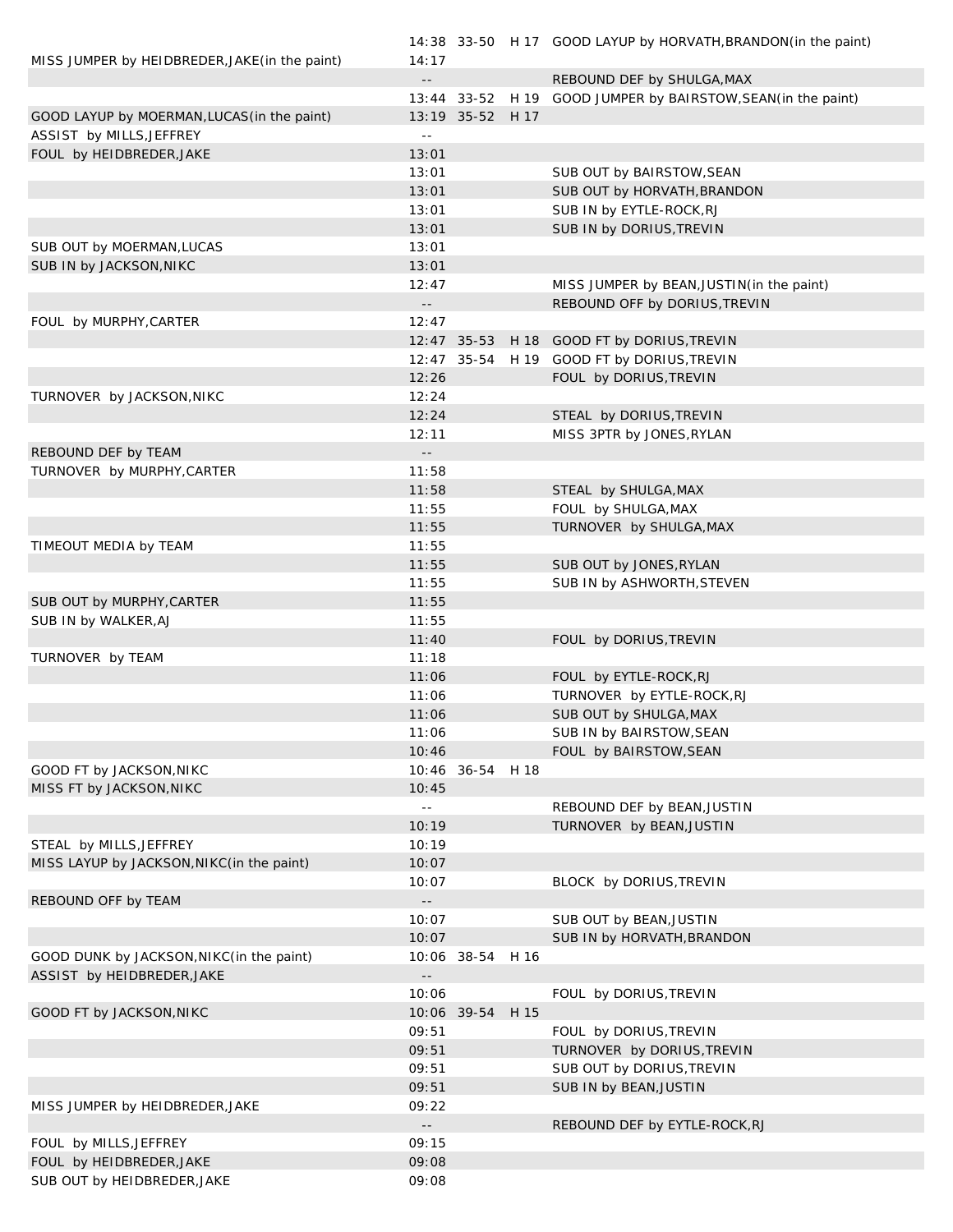| | | | | |
|---|---|---|---|---|
| | 14:38 | 33-50 | H 17 | GOOD LAYUP by HORVATH,BRANDON(in the paint) |
| MISS JUMPER by HEIDBREDER,JAKE(in the paint) | 14:17 | | | |
| | -- | | | REBOUND DEF by SHULGA,MAX |
| | 13:44 | 33-52 | H 19 | GOOD JUMPER by BAIRSTOW,SEAN(in the paint) |
| GOOD LAYUP by MOERMAN,LUCAS(in the paint) | 13:19 | 35-52 | H 17 | |
| ASSIST by MILLS,JEFFREY | -- | | | |
| FOUL by HEIDBREDER,JAKE | 13:01 | | | |
| | 13:01 | | | SUB OUT by BAIRSTOW,SEAN |
| | 13:01 | | | SUB OUT by HORVATH,BRANDON |
| | 13:01 | | | SUB IN by EYTLE-ROCK,RJ |
| | 13:01 | | | SUB IN by DORIUS,TREVIN |
| SUB OUT by MOERMAN,LUCAS | 13:01 | | | |
| SUB IN by JACKSON,NIKC | 13:01 | | | |
| | 12:47 | | | MISS JUMPER by BEAN,JUSTIN(in the paint) |
| | -- | | | REBOUND OFF by DORIUS,TREVIN |
| FOUL by MURPHY,CARTER | 12:47 | | | |
| | 12:47 | 35-53 | H 18 | GOOD FT by DORIUS,TREVIN |
| | 12:47 | 35-54 | H 19 | GOOD FT by DORIUS,TREVIN |
| | 12:26 | | | FOUL by DORIUS,TREVIN |
| TURNOVER by JACKSON,NIKC | 12:24 | | | |
| | 12:24 | | | STEAL by DORIUS,TREVIN |
| | 12:11 | | | MISS 3PTR by JONES,RYLAN |
| REBOUND DEF by TEAM | -- | | | |
| TURNOVER by MURPHY,CARTER | 11:58 | | | |
| | 11:58 | | | STEAL by SHULGA,MAX |
| | 11:55 | | | FOUL by SHULGA,MAX |
| | 11:55 | | | TURNOVER by SHULGA,MAX |
| TIMEOUT MEDIA by TEAM | 11:55 | | | |
| | 11:55 | | | SUB OUT by JONES,RYLAN |
| | 11:55 | | | SUB IN by ASHWORTH,STEVEN |
| SUB OUT by MURPHY,CARTER | 11:55 | | | |
| SUB IN by WALKER,AJ | 11:55 | | | |
| | 11:40 | | | FOUL by DORIUS,TREVIN |
| TURNOVER by TEAM | 11:18 | | | |
| | 11:06 | | | FOUL by EYTLE-ROCK,RJ |
| | 11:06 | | | TURNOVER by EYTLE-ROCK,RJ |
| | 11:06 | | | SUB OUT by SHULGA,MAX |
| | 11:06 | | | SUB IN by BAIRSTOW,SEAN |
| | 10:46 | | | FOUL by BAIRSTOW,SEAN |
| GOOD FT by JACKSON,NIKC | 10:46 | 36-54 | H 18 | |
| MISS FT by JACKSON,NIKC | 10:45 | | | |
| | -- | | | REBOUND DEF by BEAN,JUSTIN |
| | 10:19 | | | TURNOVER by BEAN,JUSTIN |
| STEAL by MILLS,JEFFREY | 10:19 | | | |
| MISS LAYUP by JACKSON,NIKC(in the paint) | 10:07 | | | |
| | 10:07 | | | BLOCK by DORIUS,TREVIN |
| REBOUND OFF by TEAM | -- | | | |
| | 10:07 | | | SUB OUT by BEAN,JUSTIN |
| | 10:07 | | | SUB IN by HORVATH,BRANDON |
| GOOD DUNK by JACKSON,NIKC(in the paint) | 10:06 | 38-54 | H 16 | |
| ASSIST by HEIDBREDER,JAKE | -- | | | |
| | 10:06 | | | FOUL by DORIUS,TREVIN |
| GOOD FT by JACKSON,NIKC | 10:06 | 39-54 | H 15 | |
| | 09:51 | | | FOUL by DORIUS,TREVIN |
| | 09:51 | | | TURNOVER by DORIUS,TREVIN |
| | 09:51 | | | SUB OUT by DORIUS,TREVIN |
| | 09:51 | | | SUB IN by BEAN,JUSTIN |
| MISS JUMPER by HEIDBREDER,JAKE | 09:22 | | | |
| | -- | | | REBOUND DEF by EYTLE-ROCK,RJ |
| FOUL by MILLS,JEFFREY | 09:15 | | | |
| FOUL by HEIDBREDER,JAKE | 09:08 | | | |
| SUB OUT by HEIDBREDER,JAKE | 09:08 | | | |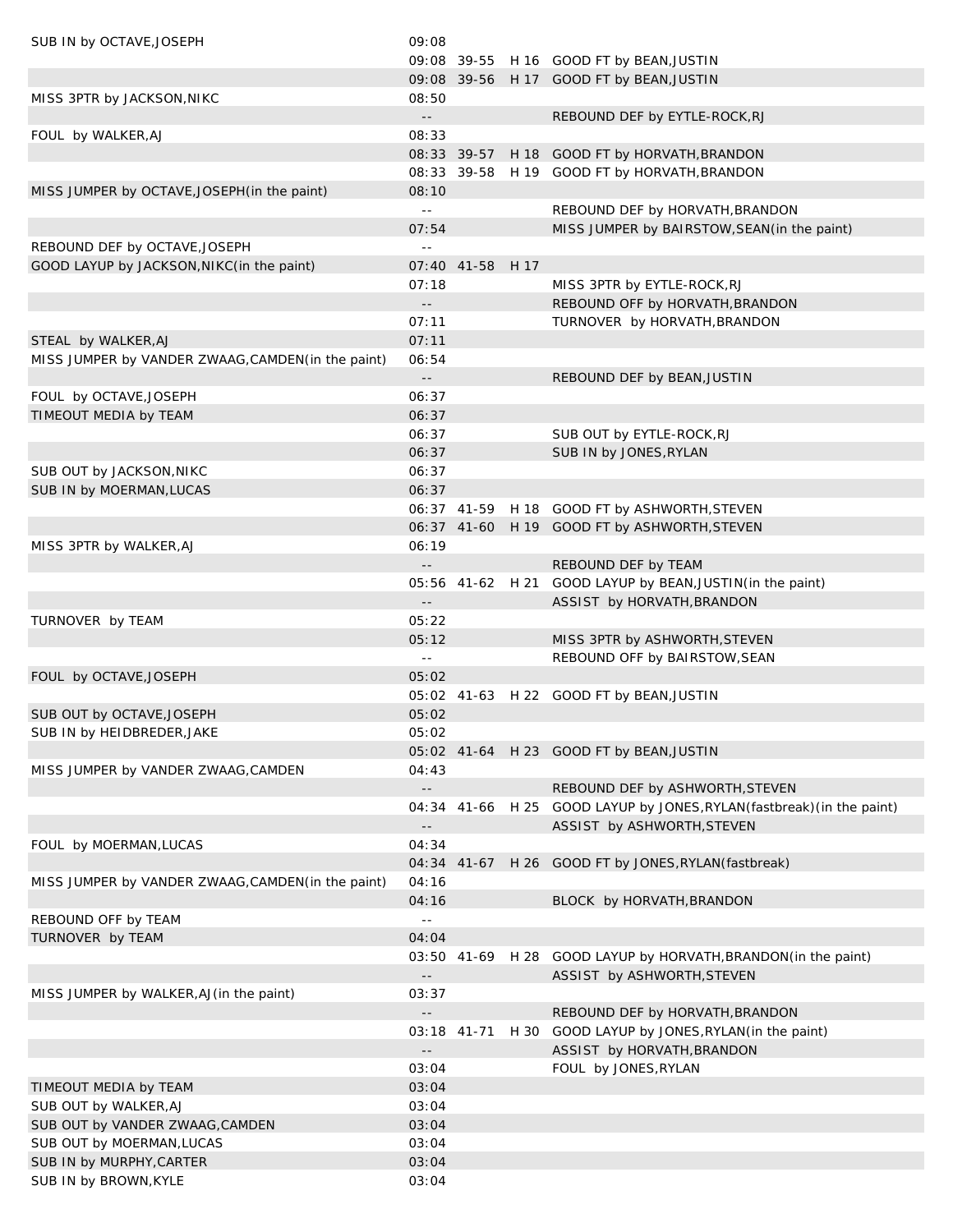| | | | | |
|---|---|---|---|---|
| SUB IN by OCTAVE,JOSEPH | 09:08 | | | |
| | 09:08 | 39-55 | H 16 | GOOD FT by BEAN,JUSTIN |
| | 09:08 | 39-56 | H 17 | GOOD FT by BEAN,JUSTIN |
| MISS 3PTR by JACKSON,NIKC | 08:50 | | | |
| | -- | | | REBOUND DEF by EYTLE-ROCK,RJ |
| FOUL by WALKER,AJ | 08:33 | | | |
| | 08:33 | 39-57 | H 18 | GOOD FT by HORVATH,BRANDON |
| | 08:33 | 39-58 | H 19 | GOOD FT by HORVATH,BRANDON |
| MISS JUMPER by OCTAVE,JOSEPH(in the paint) | 08:10 | | | |
| | -- | | | REBOUND DEF by HORVATH,BRANDON |
| | 07:54 | | | MISS JUMPER by BAIRSTOW,SEAN(in the paint) |
| REBOUND DEF by OCTAVE,JOSEPH | -- | | | |
| GOOD LAYUP by JACKSON,NIKC(in the paint) | 07:40 | 41-58 | H 17 | |
| | 07:18 | | | MISS 3PTR by EYTLE-ROCK,RJ |
| | -- | | | REBOUND OFF by HORVATH,BRANDON |
| | 07:11 | | | TURNOVER by HORVATH,BRANDON |
| STEAL by WALKER,AJ | 07:11 | | | |
| MISS JUMPER by VANDER ZWAAG,CAMDEN(in the paint) | 06:54 | | | |
| | -- | | | REBOUND DEF by BEAN,JUSTIN |
| FOUL by OCTAVE,JOSEPH | 06:37 | | | |
| TIMEOUT MEDIA by TEAM | 06:37 | | | |
| | 06:37 | | | SUB OUT by EYTLE-ROCK,RJ |
| | 06:37 | | | SUB IN by JONES,RYLAN |
| SUB OUT by JACKSON,NIKC | 06:37 | | | |
| SUB IN by MOERMAN,LUCAS | 06:37 | | | |
| | 06:37 | 41-59 | H 18 | GOOD FT by ASHWORTH,STEVEN |
| | 06:37 | 41-60 | H 19 | GOOD FT by ASHWORTH,STEVEN |
| MISS 3PTR by WALKER,AJ | 06:19 | | | |
| | -- | | | REBOUND DEF by TEAM |
| | 05:56 | 41-62 | H 21 | GOOD LAYUP by BEAN,JUSTIN(in the paint) |
| | -- | | | ASSIST by HORVATH,BRANDON |
| TURNOVER by TEAM | 05:22 | | | |
| | 05:12 | | | MISS 3PTR by ASHWORTH,STEVEN |
| | -- | | | REBOUND OFF by BAIRSTOW,SEAN |
| FOUL by OCTAVE,JOSEPH | 05:02 | | | |
| | 05:02 | 41-63 | H 22 | GOOD FT by BEAN,JUSTIN |
| SUB OUT by OCTAVE,JOSEPH | 05:02 | | | |
| SUB IN by HEIDBREDER,JAKE | 05:02 | | | |
| | 05:02 | 41-64 | H 23 | GOOD FT by BEAN,JUSTIN |
| MISS JUMPER by VANDER ZWAAG,CAMDEN | 04:43 | | | |
| | -- | | | REBOUND DEF by ASHWORTH,STEVEN |
| | 04:34 | 41-66 | H 25 | GOOD LAYUP by JONES,RYLAN(fastbreak)(in the paint) |
| | -- | | | ASSIST by ASHWORTH,STEVEN |
| FOUL by MOERMAN,LUCAS | 04:34 | | | |
| | 04:34 | 41-67 | H 26 | GOOD FT by JONES,RYLAN(fastbreak) |
| MISS JUMPER by VANDER ZWAAG,CAMDEN(in the paint) | 04:16 | | | |
| | 04:16 | | | BLOCK by HORVATH,BRANDON |
| REBOUND OFF by TEAM | -- | | | |
| TURNOVER by TEAM | 04:04 | | | |
| | 03:50 | 41-69 | H 28 | GOOD LAYUP by HORVATH,BRANDON(in the paint) |
| | -- | | | ASSIST by ASHWORTH,STEVEN |
| MISS JUMPER by WALKER,AJ(in the paint) | 03:37 | | | |
| | -- | | | REBOUND DEF by HORVATH,BRANDON |
| | 03:18 | 41-71 | H 30 | GOOD LAYUP by JONES,RYLAN(in the paint) |
| | -- | | | ASSIST by HORVATH,BRANDON |
| | 03:04 | | | FOUL by JONES,RYLAN |
| TIMEOUT MEDIA by TEAM | 03:04 | | | |
| SUB OUT by WALKER,AJ | 03:04 | | | |
| SUB OUT by VANDER ZWAAG,CAMDEN | 03:04 | | | |
| SUB OUT by MOERMAN,LUCAS | 03:04 | | | |
| SUB IN by MURPHY,CARTER | 03:04 | | | |
| SUB IN by BROWN,KYLE | 03:04 | | | |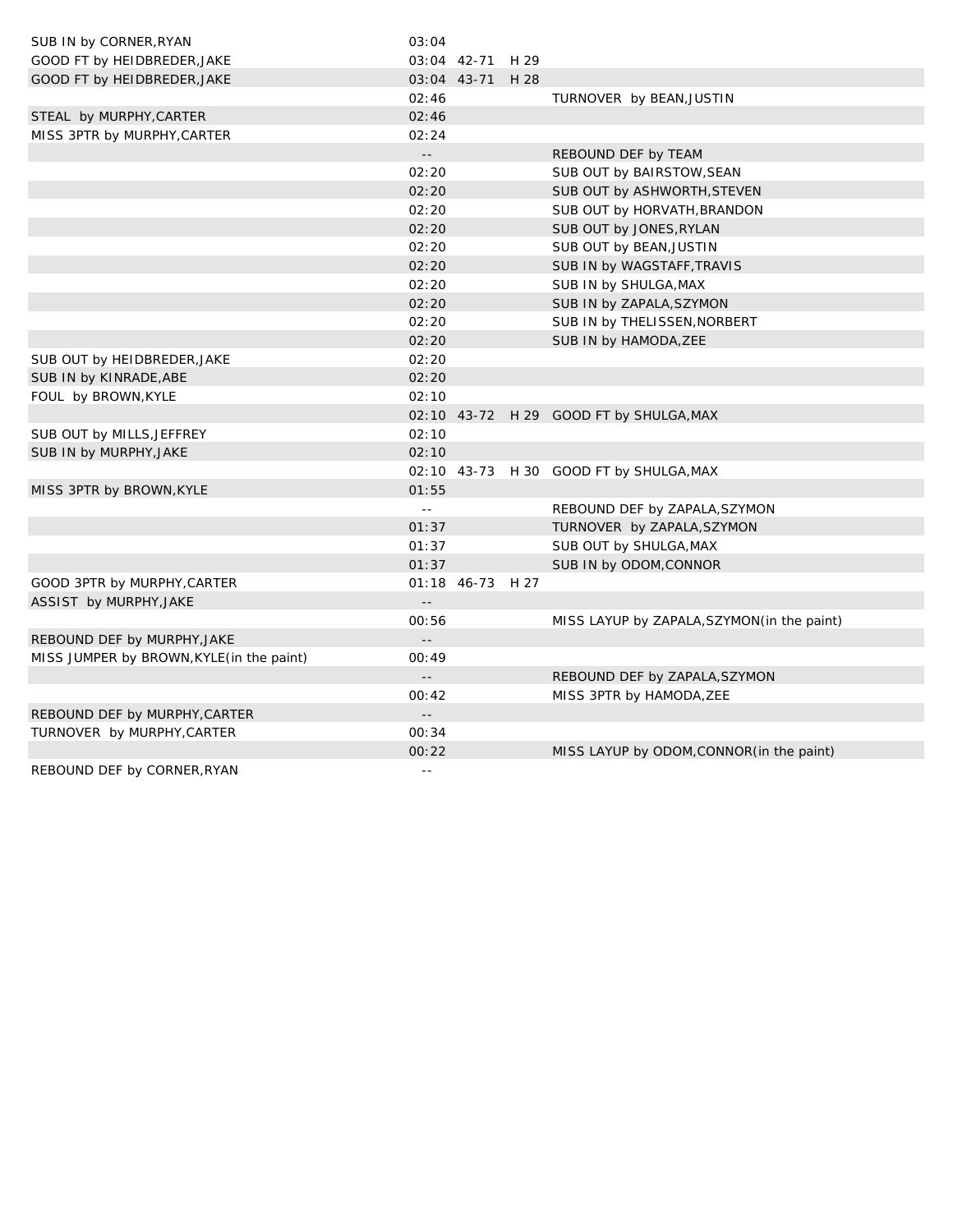| | | | | |
|---|---|---|---|---|
| SUB IN by CORNER,RYAN | 03:04 | | | |
| GOOD FT by HEIDBREDER,JAKE | 03:04 | 42-71 | H 29 | |
| GOOD FT by HEIDBREDER,JAKE | 03:04 | 43-71 | H 28 | |
| | 02:46 | | | TURNOVER by BEAN,JUSTIN |
| STEAL by MURPHY,CARTER | 02:46 | | | |
| MISS 3PTR by MURPHY,CARTER | 02:24 | | | |
| | -- | | | REBOUND DEF by TEAM |
| | 02:20 | | | SUB OUT by BAIRSTOW,SEAN |
| | 02:20 | | | SUB OUT by ASHWORTH,STEVEN |
| | 02:20 | | | SUB OUT by HORVATH,BRANDON |
| | 02:20 | | | SUB OUT by JONES,RYLAN |
| | 02:20 | | | SUB OUT by BEAN,JUSTIN |
| | 02:20 | | | SUB IN by WAGSTAFF,TRAVIS |
| | 02:20 | | | SUB IN by SHULGA,MAX |
| | 02:20 | | | SUB IN by ZAPALA,SZYMON |
| | 02:20 | | | SUB IN by THELISSEN,NORBERT |
| | 02:20 | | | SUB IN by HAMODA,ZEE |
| SUB OUT by HEIDBREDER,JAKE | 02:20 | | | |
| SUB IN by KINRADE,ABE | 02:20 | | | |
| FOUL by BROWN,KYLE | 02:10 | | | |
| | 02:10 | 43-72 | H 29 | GOOD FT by SHULGA,MAX |
| SUB OUT by MILLS,JEFFREY | 02:10 | | | |
| SUB IN by MURPHY,JAKE | 02:10 | | | |
| | 02:10 | 43-73 | H 30 | GOOD FT by SHULGA,MAX |
| MISS 3PTR by BROWN,KYLE | 01:55 | | | |
| | -- | | | REBOUND DEF by ZAPALA,SZYMON |
| | 01:37 | | | TURNOVER by ZAPALA,SZYMON |
| | 01:37 | | | SUB OUT by SHULGA,MAX |
| | 01:37 | | | SUB IN by ODOM,CONNOR |
| GOOD 3PTR by MURPHY,CARTER | 01:18 | 46-73 | H 27 | |
| ASSIST by MURPHY,JAKE | -- | | | |
| | 00:56 | | | MISS LAYUP by ZAPALA,SZYMON(in the paint) |
| REBOUND DEF by MURPHY,JAKE | -- | | | |
| MISS JUMPER by BROWN,KYLE(in the paint) | 00:49 | | | |
| | -- | | | REBOUND DEF by ZAPALA,SZYMON |
| | 00:42 | | | MISS 3PTR by HAMODA,ZEE |
| REBOUND DEF by MURPHY,CARTER | -- | | | |
| TURNOVER by MURPHY,CARTER | 00:34 | | | |
| | 00:22 | | | MISS LAYUP by ODOM,CONNOR(in the paint) |
| REBOUND DEF by CORNER,RYAN | -- | | | |